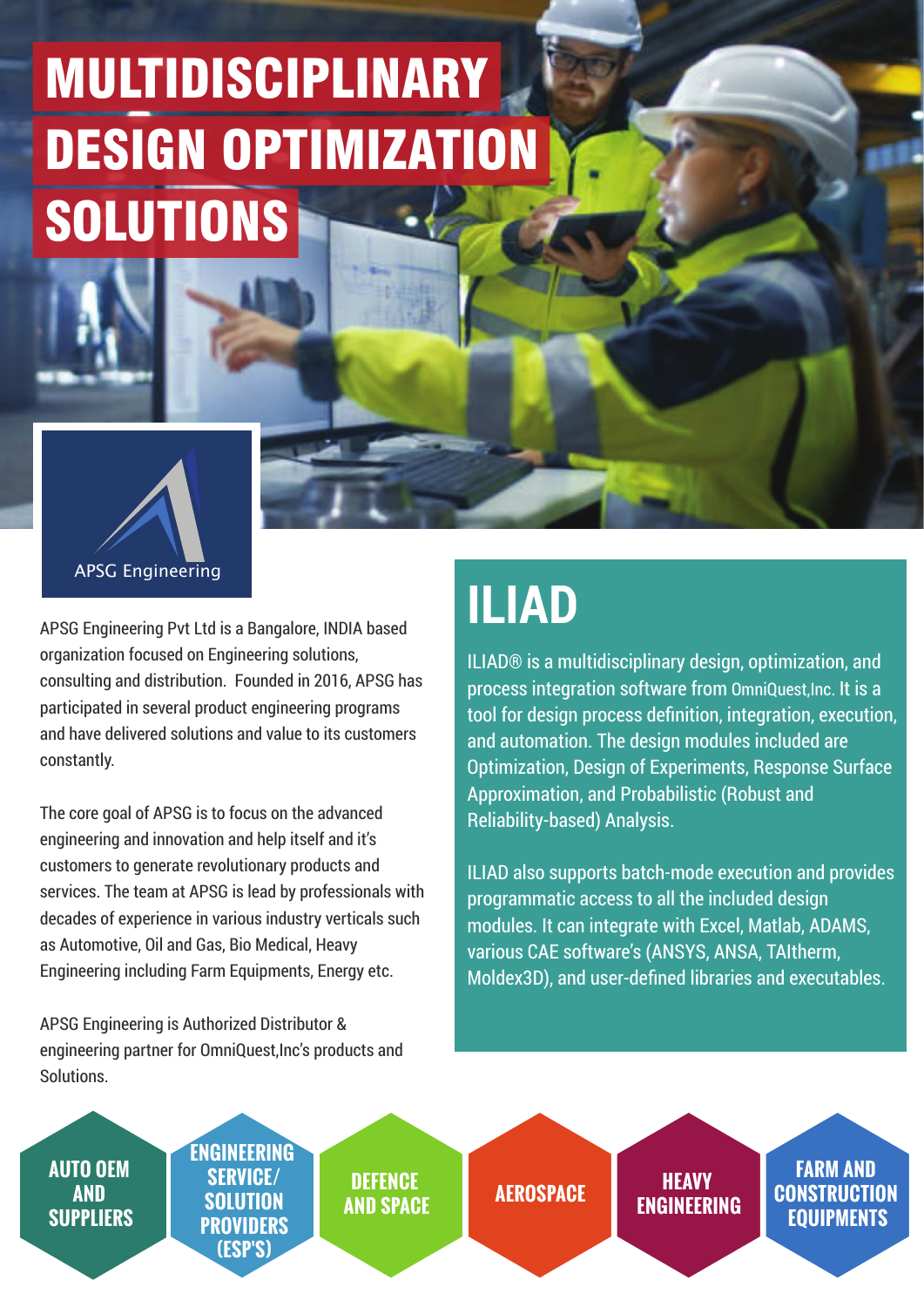# MULTIDISCIPLINARY DESIGN OPTIMIZATION SOLUTIONS

APSG Engineering

APSG Engineering Pvt Ltd is a Bangalore, INDIA based organization focused on Engineering solutions, consulting and distribution. Founded in 2016, APSG has participated in several product engineering programs and have delivered solutions and value to its customers constantly.

The core goal of APSG is to focus on the advanced engineering and innovation and help itself and it's customers to generate revolutionary products and services. The team at APSG is lead by professionals with decades of experience in various industry verticals such as Automotive, Oil and Gas, Bio Medical, Heavy Engineering including Farm Equipments, Energy etc.

APSG Engineering is Authorized Distributor & engineering partner for OmniQuest,Inc's products and Solutions.

## ILIAD

ILIAD® is a multidisciplinary design, optimization, and process integration software from OmniQuest,Inc. It is a tool for design process definition, integration, execution, and automation. The design modules included are Optimization, Design of Experiments, Response Surface Approximation, and Probabilistic (Robust and Reliability-based) Analysis.

ILIAD also supports batch-mode execution and provides programmatic access to all the included design modules. It can integrate with Excel, Matlab, ADAMS, various CAE software's (ANSYS, ANSA, TAItherm, Moldex3D), and user-defined libraries and executables.

- AUTO OEM AND SUPPLIERS
- ENGINEERING SERVICE/ SOLUTION PROVIDERS (ESP'S)
- DEFENCE AND SPACE
- AEROSPACE
- HEAVY ENGINEERING
- FARM AND CONSTRUCTION EQUIPMENTS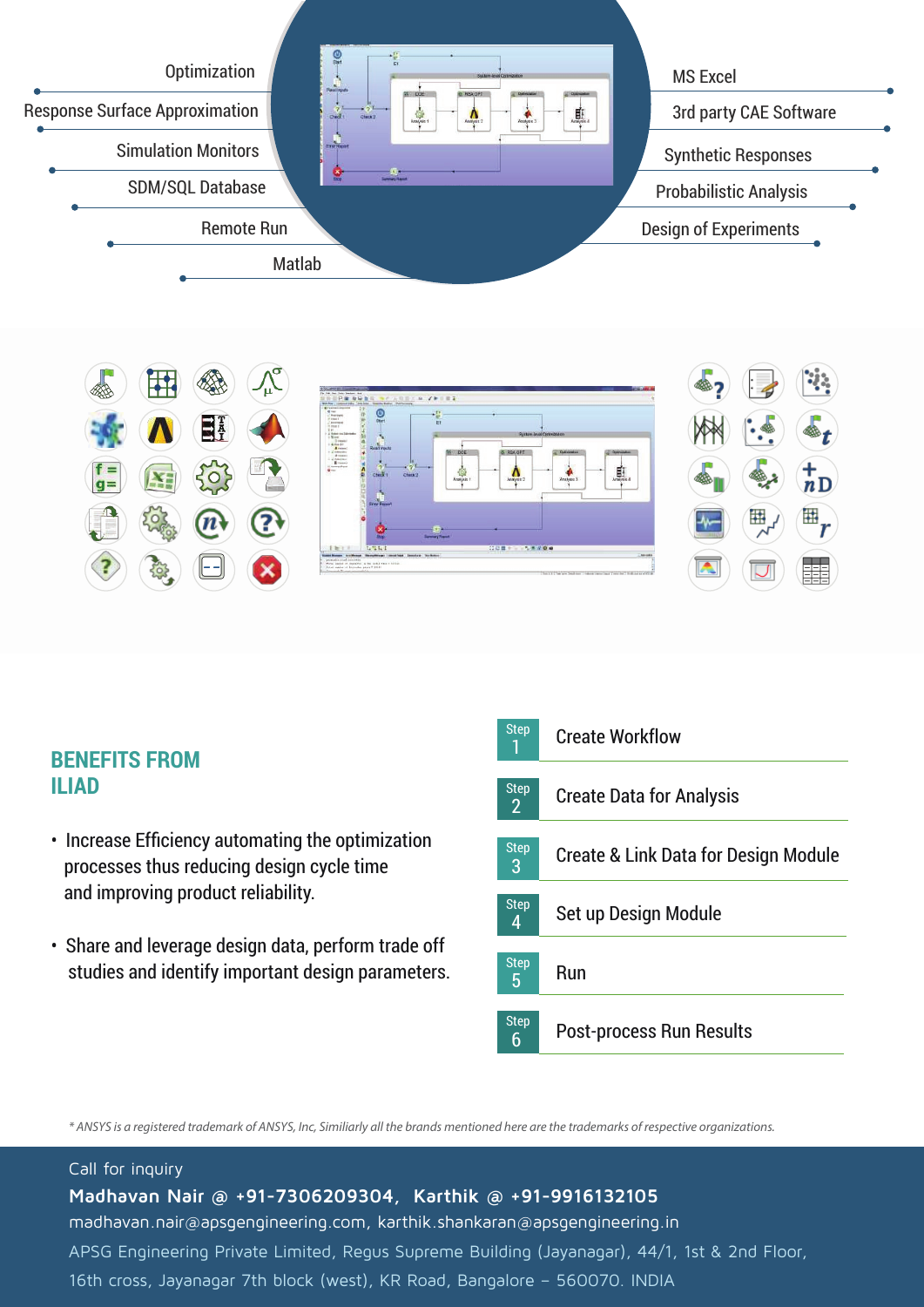Optimization

Response Surface Approximation

Simulation Monitors

SDM/SQL Database

Remote Run

Matlab

MS Excel

3rd party CAE Software

Synthetic Responses

Probabilistic Analysis

Design of Experiments

## BENEFITS FROM ILIAD

- Increase Efficiency automating the optimization processes thus reducing design cycle time and improving product reliability.
- Share and leverage design data, perform trade off studies and identify important design parameters.

**Step 1** Create Workflow

**Step 2** Create Data for Analysis

**Step 3** Create & Link Data for Design Module

**Step 4** Set up Design Module

**Step 5** Run

**Step 6** Post-process Run Results

*\* ANSYS is a registered trademark of ANSYS, Inc, Similiarly all the brands mentioned here are the trademarks of respective organizations.*

Call for inquiry

**Madhavan Nair @ +91-7306209304, Karthik @ +91-9916132105**

madhavan.nair@apsgengineering.com, karthik.shankaran@apsgengineering.in

APSG Engineering Private Limited, Regus Supreme Building (Jayanagar), 44/1, 1st & 2nd Floor, 16th cross, Jayanagar 7th block (west), KR Road, Bangalore – 560070. INDIA